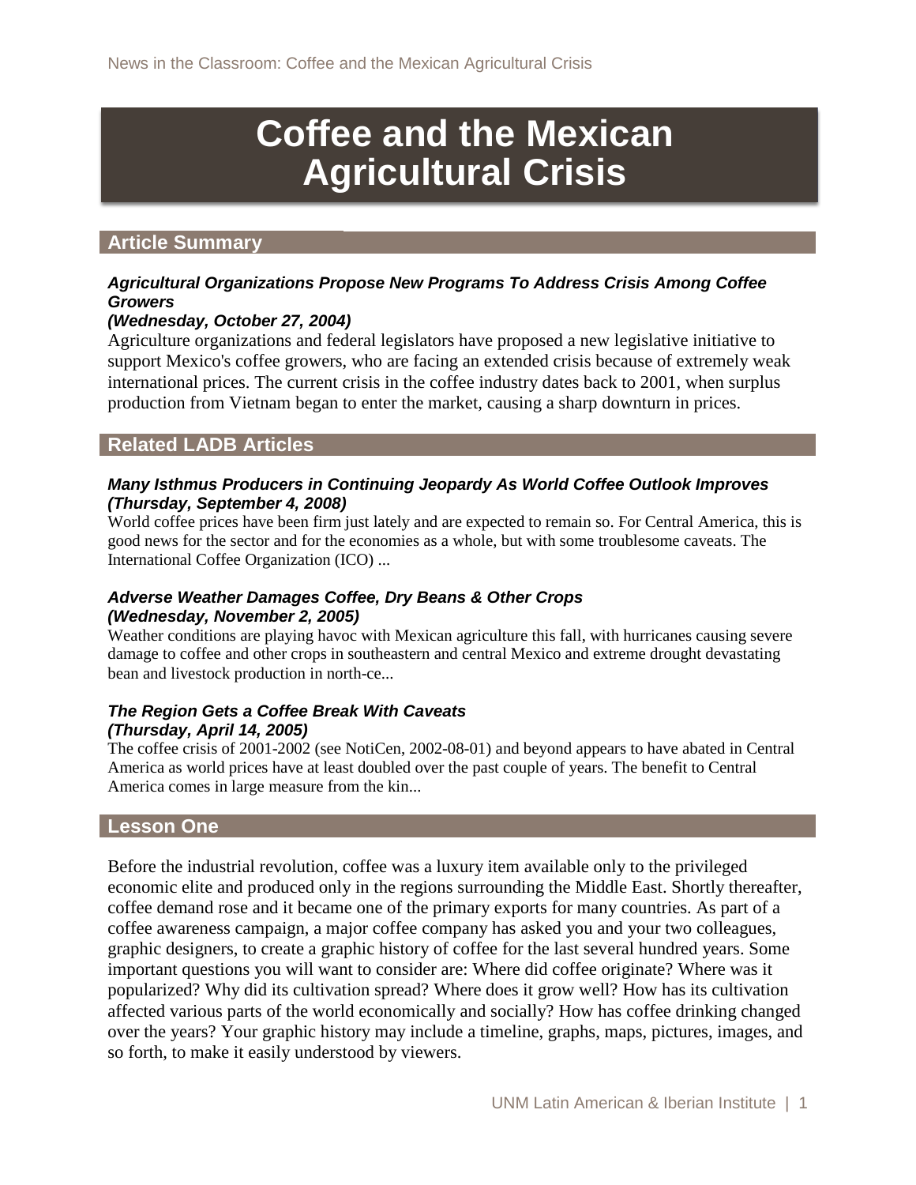# Coffee and the Mexican Agricultural Crisis

## Article Summary

***Agricultural Organizations Propose New Programs To Address Crisis Among Coffee Growers***
***(Wednesday, October 27, 2004)***

Agriculture organizations and federal legislators have proposed a new legislative initiative to support Mexico's coffee growers, who are facing an extended crisis because of extremely weak international prices. The current crisis in the coffee industry dates back to 2001, when surplus production from Vietnam began to enter the market, causing a sharp downturn in prices.

## Related LADB Articles

***Many Isthmus Producers in Continuing Jeopardy As World Coffee Outlook Improves***
***(Thursday, September 4, 2008)***

World coffee prices have been firm just lately and are expected to remain so. For Central America, this is good news for the sector and for the economies as a whole, but with some troublesome caveats. The International Coffee Organization (ICO) ...

***Adverse Weather Damages Coffee, Dry Beans & Other Crops***
***(Wednesday, November 2, 2005)***

Weather conditions are playing havoc with Mexican agriculture this fall, with hurricanes causing severe damage to coffee and other crops in southeastern and central Mexico and extreme drought devastating bean and livestock production in north-ce...

***The Region Gets a Coffee Break With Caveats***
***(Thursday, April 14, 2005)***

The coffee crisis of 2001-2002 (see NotiCen, 2002-08-01) and beyond appears to have abated in Central America as world prices have at least doubled over the past couple of years. The benefit to Central America comes in large measure from the kin...

## Lesson One

Before the industrial revolution, coffee was a luxury item available only to the privileged economic elite and produced only in the regions surrounding the Middle East. Shortly thereafter, coffee demand rose and it became one of the primary exports for many countries. As part of a coffee awareness campaign, a major coffee company has asked you and your two colleagues, graphic designers, to create a graphic history of coffee for the last several hundred years. Some important questions you will want to consider are: Where did coffee originate? Where was it popularized? Why did its cultivation spread? Where does it grow well? How has its cultivation affected various parts of the world economically and socially? How has coffee drinking changed over the years? Your graphic history may include a timeline, graphs, maps, pictures, images, and so forth, to make it easily understood by viewers.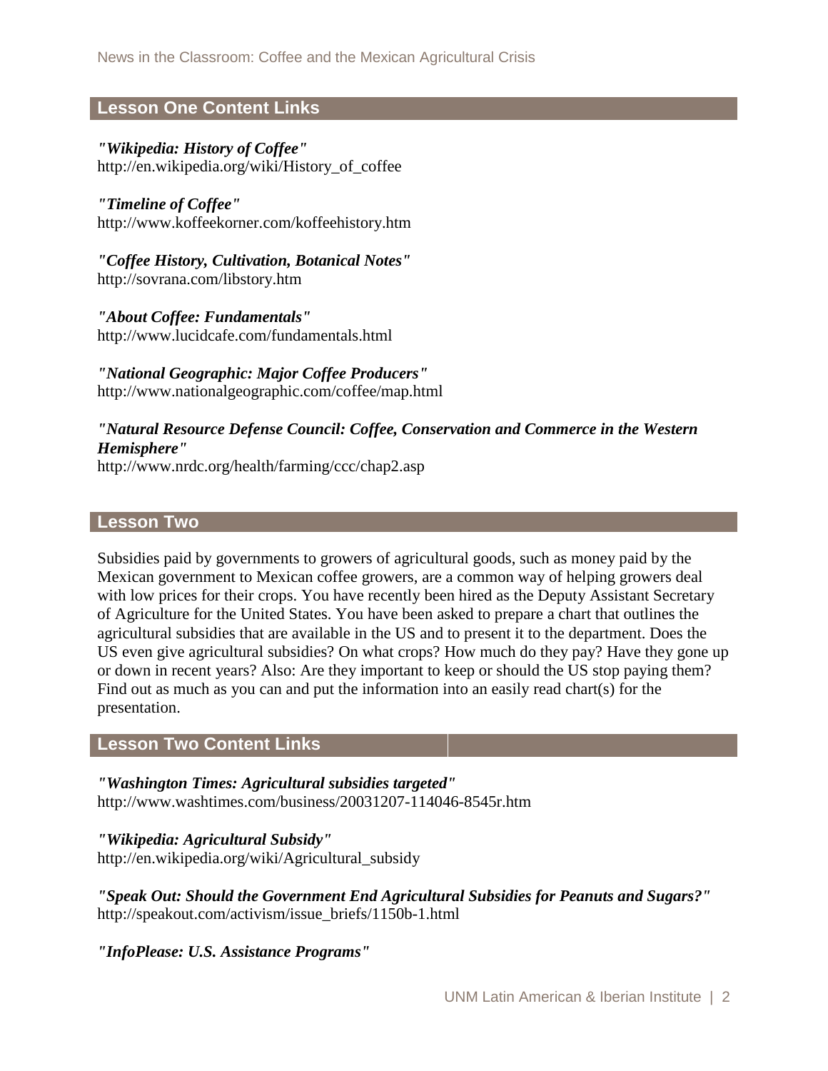## Lesson One Content Links

***"Wikipedia: History of Coffee"***
http://en.wikipedia.org/wiki/History_of_coffee

***"Timeline of Coffee"***
http://www.koffeekorner.com/koffeehistory.htm

***"Coffee History, Cultivation, Botanical Notes"***
http://sovrana.com/libstory.htm

***"About Coffee: Fundamentals"***
http://www.lucidcafe.com/fundamentals.html

***"National Geographic: Major Coffee Producers"***
http://www.nationalgeographic.com/coffee/map.html

***"Natural Resource Defense Council: Coffee, Conservation and Commerce in the Western Hemisphere"***
http://www.nrdc.org/health/farming/ccc/chap2.asp

## Lesson Two

Subsidies paid by governments to growers of agricultural goods, such as money paid by the Mexican government to Mexican coffee growers, are a common way of helping growers deal with low prices for their crops. You have recently been hired as the Deputy Assistant Secretary of Agriculture for the United States. You have been asked to prepare a chart that outlines the agricultural subsidies that are available in the US and to present it to the department. Does the US even give agricultural subsidies? On what crops? How much do they pay? Have they gone up or down in recent years? Also: Are they important to keep or should the US stop paying them? Find out as much as you can and put the information into an easily read chart(s) for the presentation.

## Lesson Two Content Links

***"Washington Times: Agricultural subsidies targeted"***
http://www.washtimes.com/business/20031207-114046-8545r.htm

***"Wikipedia: Agricultural Subsidy"***
http://en.wikipedia.org/wiki/Agricultural_subsidy

***"Speak Out: Should the Government End Agricultural Subsidies for Peanuts and Sugars?"***
http://speakout.com/activism/issue_briefs/1150b-1.html

***"InfoPlease: U.S. Assistance Programs"***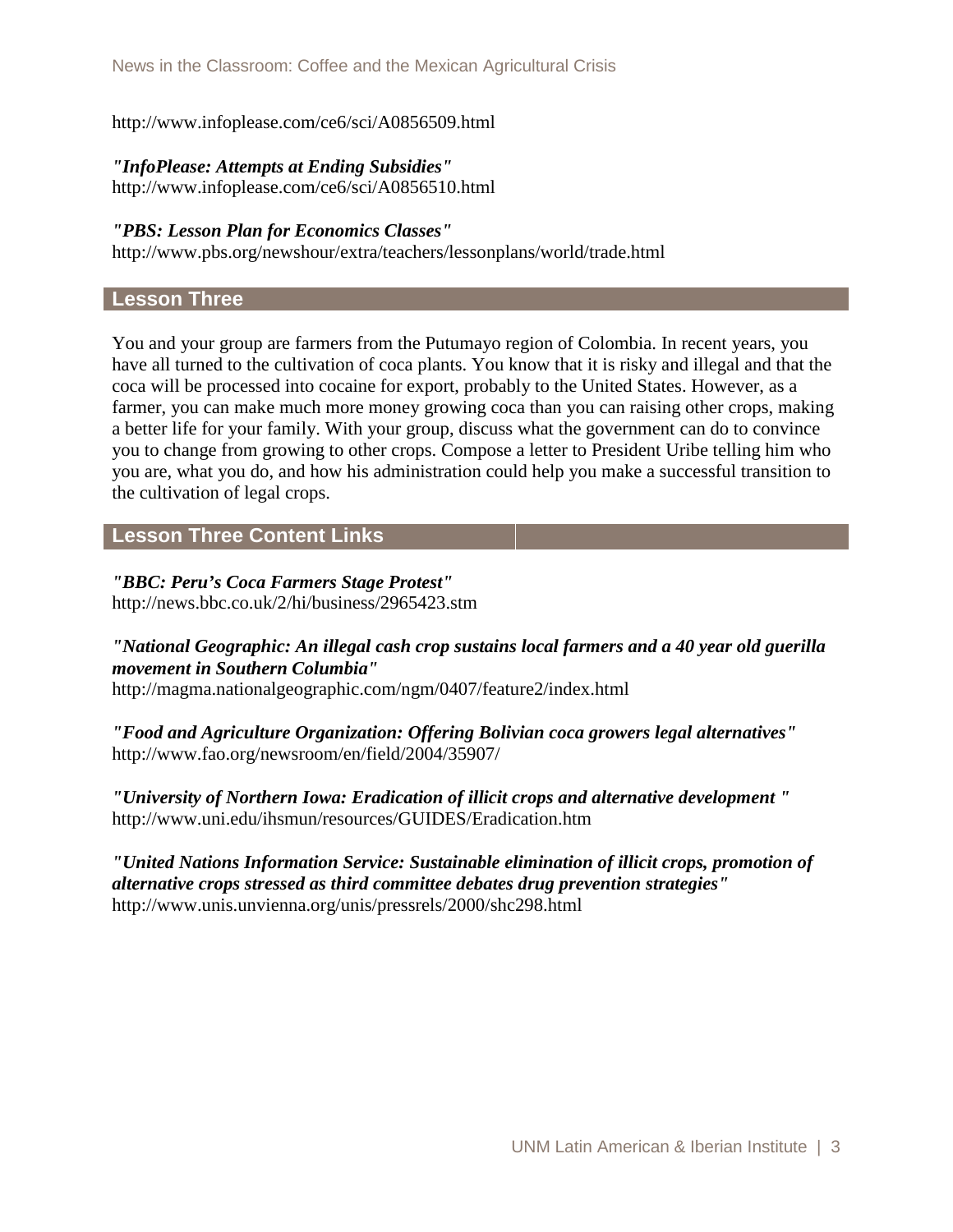http://www.infoplease.com/ce6/sci/A0856509.html

***"InfoPlease: Attempts at Ending Subsidies"***
http://www.infoplease.com/ce6/sci/A0856510.html

***"PBS: Lesson Plan for Economics Classes"***
http://www.pbs.org/newshour/extra/teachers/lessonplans/world/trade.html

## Lesson Three

You and your group are farmers from the Putumayo region of Colombia. In recent years, you have all turned to the cultivation of coca plants. You know that it is risky and illegal and that the coca will be processed into cocaine for export, probably to the United States. However, as a farmer, you can make much more money growing coca than you can raising other crops, making a better life for your family. With your group, discuss what the government can do to convince you to change from growing to other crops. Compose a letter to President Uribe telling him who you are, what you do, and how his administration could help you make a successful transition to the cultivation of legal crops.

## Lesson Three Content Links

***"BBC: Peru's Coca Farmers Stage Protest"***
http://news.bbc.co.uk/2/hi/business/2965423.stm

***"National Geographic: An illegal cash crop sustains local farmers and a 40 year old guerilla movement in Southern Columbia"***
http://magma.nationalgeographic.com/ngm/0407/feature2/index.html

***"Food and Agriculture Organization: Offering Bolivian coca growers legal alternatives"***
http://www.fao.org/newsroom/en/field/2004/35907/

***"University of Northern Iowa: Eradication of illicit crops and alternative development "***
http://www.uni.edu/ihsmun/resources/GUIDES/Eradication.htm

***"United Nations Information Service: Sustainable elimination of illicit crops, promotion of alternative crops stressed as third committee debates drug prevention strategies"***
http://www.unis.unvienna.org/unis/pressrels/2000/shc298.html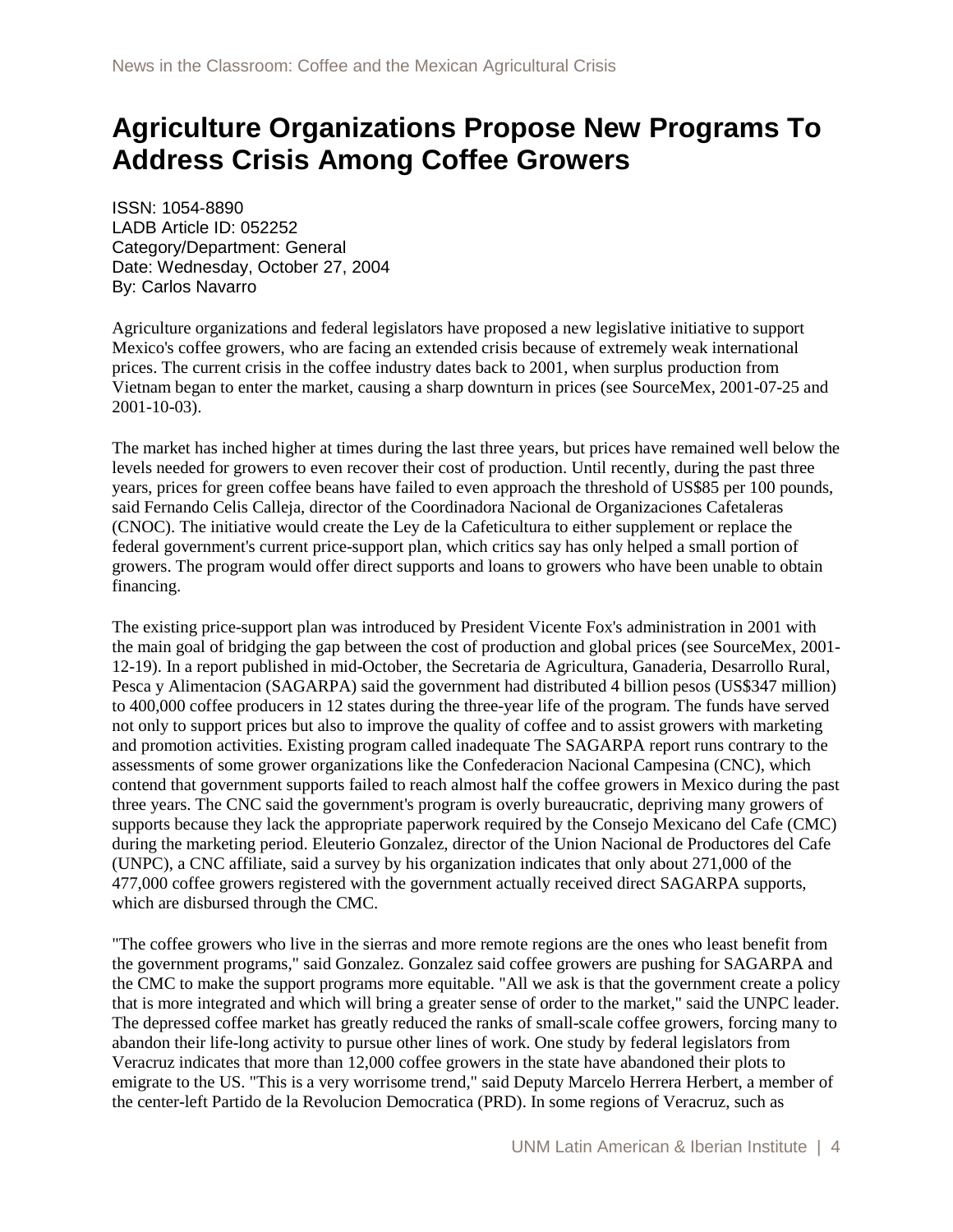# Agriculture Organizations Propose New Programs To Address Crisis Among Coffee Growers

ISSN: 1054-8890
LADB Article ID: 052252
Category/Department: General
Date: Wednesday, October 27, 2004
By: Carlos Navarro

Agriculture organizations and federal legislators have proposed a new legislative initiative to support Mexico's coffee growers, who are facing an extended crisis because of extremely weak international prices. The current crisis in the coffee industry dates back to 2001, when surplus production from Vietnam began to enter the market, causing a sharp downturn in prices (see SourceMex, 2001-07-25 and 2001-10-03).

The market has inched higher at times during the last three years, but prices have remained well below the levels needed for growers to even recover their cost of production. Until recently, during the past three years, prices for green coffee beans have failed to even approach the threshold of US$85 per 100 pounds, said Fernando Celis Calleja, director of the Coordinadora Nacional de Organizaciones Cafetaleras (CNOC). The initiative would create the Ley de la Cafeticultura to either supplement or replace the federal government's current price-support plan, which critics say has only helped a small portion of growers. The program would offer direct supports and loans to growers who have been unable to obtain financing.

The existing price-support plan was introduced by President Vicente Fox's administration in 2001 with the main goal of bridging the gap between the cost of production and global prices (see SourceMex, 2001-12-19). In a report published in mid-October, the Secretaria de Agricultura, Ganaderia, Desarrollo Rural, Pesca y Alimentacion (SAGARPA) said the government had distributed 4 billion pesos (US$347 million) to 400,000 coffee producers in 12 states during the three-year life of the program. The funds have served not only to support prices but also to improve the quality of coffee and to assist growers with marketing and promotion activities. Existing program called inadequate The SAGARPA report runs contrary to the assessments of some grower organizations like the Confederacion Nacional Campesina (CNC), which contend that government supports failed to reach almost half the coffee growers in Mexico during the past three years. The CNC said the government's program is overly bureaucratic, depriving many growers of supports because they lack the appropriate paperwork required by the Consejo Mexicano del Cafe (CMC) during the marketing period. Eleuterio Gonzalez, director of the Union Nacional de Productores del Cafe (UNPC), a CNC affiliate, said a survey by his organization indicates that only about 271,000 of the 477,000 coffee growers registered with the government actually received direct SAGARPA supports, which are disbursed through the CMC.

"The coffee growers who live in the sierras and more remote regions are the ones who least benefit from the government programs," said Gonzalez. Gonzalez said coffee growers are pushing for SAGARPA and the CMC to make the support programs more equitable. "All we ask is that the government create a policy that is more integrated and which will bring a greater sense of order to the market," said the UNPC leader. The depressed coffee market has greatly reduced the ranks of small-scale coffee growers, forcing many to abandon their life-long activity to pursue other lines of work. One study by federal legislators from Veracruz indicates that more than 12,000 coffee growers in the state have abandoned their plots to emigrate to the US. "This is a very worrisome trend," said Deputy Marcelo Herrera Herbert, a member of the center-left Partido de la Revolucion Democratica (PRD). In some regions of Veracruz, such as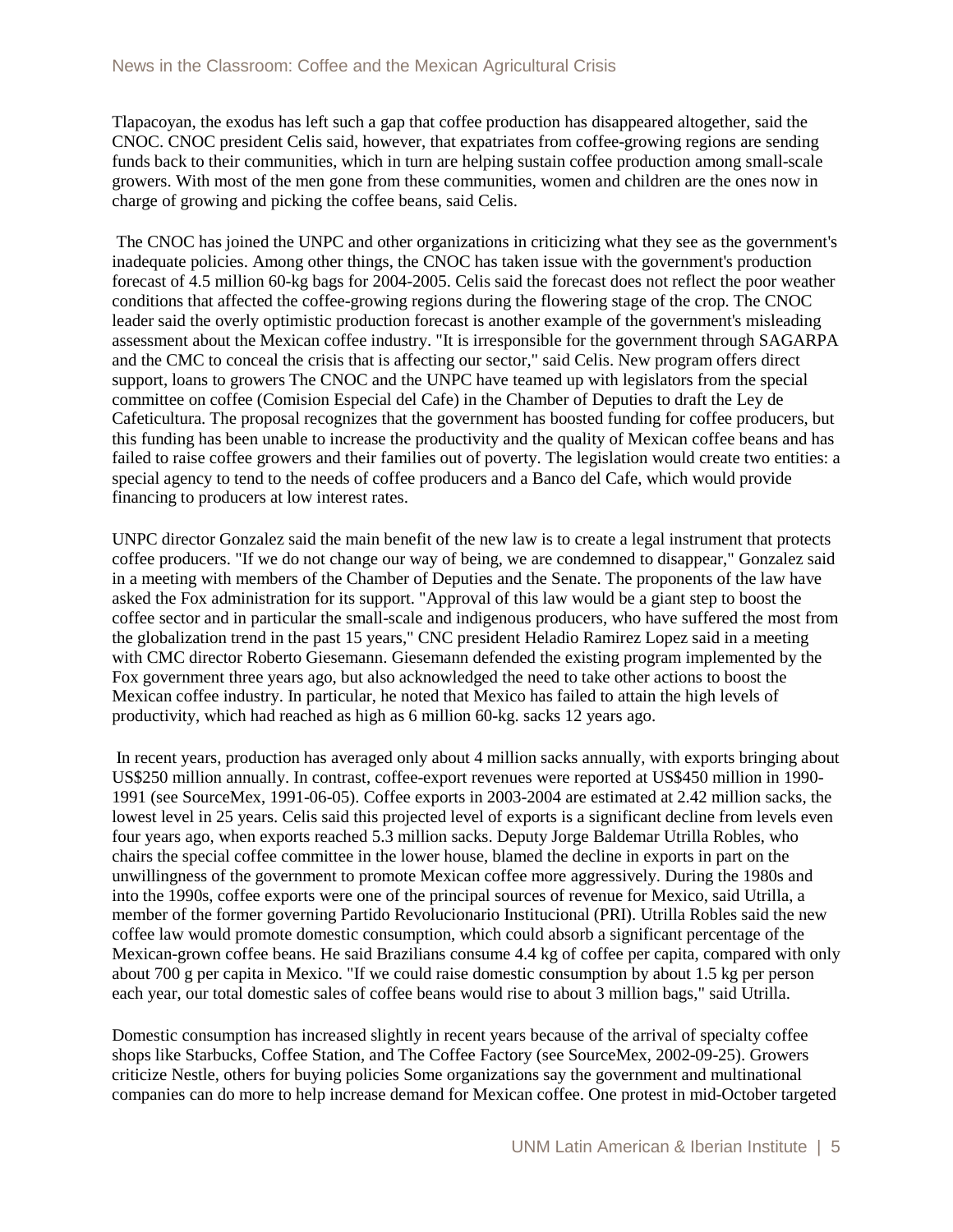Tlapacoyan, the exodus has left such a gap that coffee production has disappeared altogether, said the CNOC. CNOC president Celis said, however, that expatriates from coffee-growing regions are sending funds back to their communities, which in turn are helping sustain coffee production among small-scale growers. With most of the men gone from these communities, women and children are the ones now in charge of growing and picking the coffee beans, said Celis.

The CNOC has joined the UNPC and other organizations in criticizing what they see as the government's inadequate policies. Among other things, the CNOC has taken issue with the government's production forecast of 4.5 million 60-kg bags for 2004-2005. Celis said the forecast does not reflect the poor weather conditions that affected the coffee-growing regions during the flowering stage of the crop. The CNOC leader said the overly optimistic production forecast is another example of the government's misleading assessment about the Mexican coffee industry. "It is irresponsible for the government through SAGARPA and the CMC to conceal the crisis that is affecting our sector," said Celis. New program offers direct support, loans to growers The CNOC and the UNPC have teamed up with legislators from the special committee on coffee (Comision Especial del Cafe) in the Chamber of Deputies to draft the Ley de Cafeticultura. The proposal recognizes that the government has boosted funding for coffee producers, but this funding has been unable to increase the productivity and the quality of Mexican coffee beans and has failed to raise coffee growers and their families out of poverty. The legislation would create two entities: a special agency to tend to the needs of coffee producers and a Banco del Cafe, which would provide financing to producers at low interest rates.

UNPC director Gonzalez said the main benefit of the new law is to create a legal instrument that protects coffee producers. "If we do not change our way of being, we are condemned to disappear," Gonzalez said in a meeting with members of the Chamber of Deputies and the Senate. The proponents of the law have asked the Fox administration for its support. "Approval of this law would be a giant step to boost the coffee sector and in particular the small-scale and indigenous producers, who have suffered the most from the globalization trend in the past 15 years," CNC president Heladio Ramirez Lopez said in a meeting with CMC director Roberto Giesemann. Giesemann defended the existing program implemented by the Fox government three years ago, but also acknowledged the need to take other actions to boost the Mexican coffee industry. In particular, he noted that Mexico has failed to attain the high levels of productivity, which had reached as high as 6 million 60-kg. sacks 12 years ago.

In recent years, production has averaged only about 4 million sacks annually, with exports bringing about US$250 million annually. In contrast, coffee-export revenues were reported at US$450 million in 1990-1991 (see SourceMex, 1991-06-05). Coffee exports in 2003-2004 are estimated at 2.42 million sacks, the lowest level in 25 years. Celis said this projected level of exports is a significant decline from levels even four years ago, when exports reached 5.3 million sacks. Deputy Jorge Baldemar Utrilla Robles, who chairs the special coffee committee in the lower house, blamed the decline in exports in part on the unwillingness of the government to promote Mexican coffee more aggressively. During the 1980s and into the 1990s, coffee exports were one of the principal sources of revenue for Mexico, said Utrilla, a member of the former governing Partido Revolucionario Institucional (PRI). Utrilla Robles said the new coffee law would promote domestic consumption, which could absorb a significant percentage of the Mexican-grown coffee beans. He said Brazilians consume 4.4 kg of coffee per capita, compared with only about 700 g per capita in Mexico. "If we could raise domestic consumption by about 1.5 kg per person each year, our total domestic sales of coffee beans would rise to about 3 million bags," said Utrilla.

Domestic consumption has increased slightly in recent years because of the arrival of specialty coffee shops like Starbucks, Coffee Station, and The Coffee Factory (see SourceMex, 2002-09-25). Growers criticize Nestle, others for buying policies Some organizations say the government and multinational companies can do more to help increase demand for Mexican coffee. One protest in mid-October targeted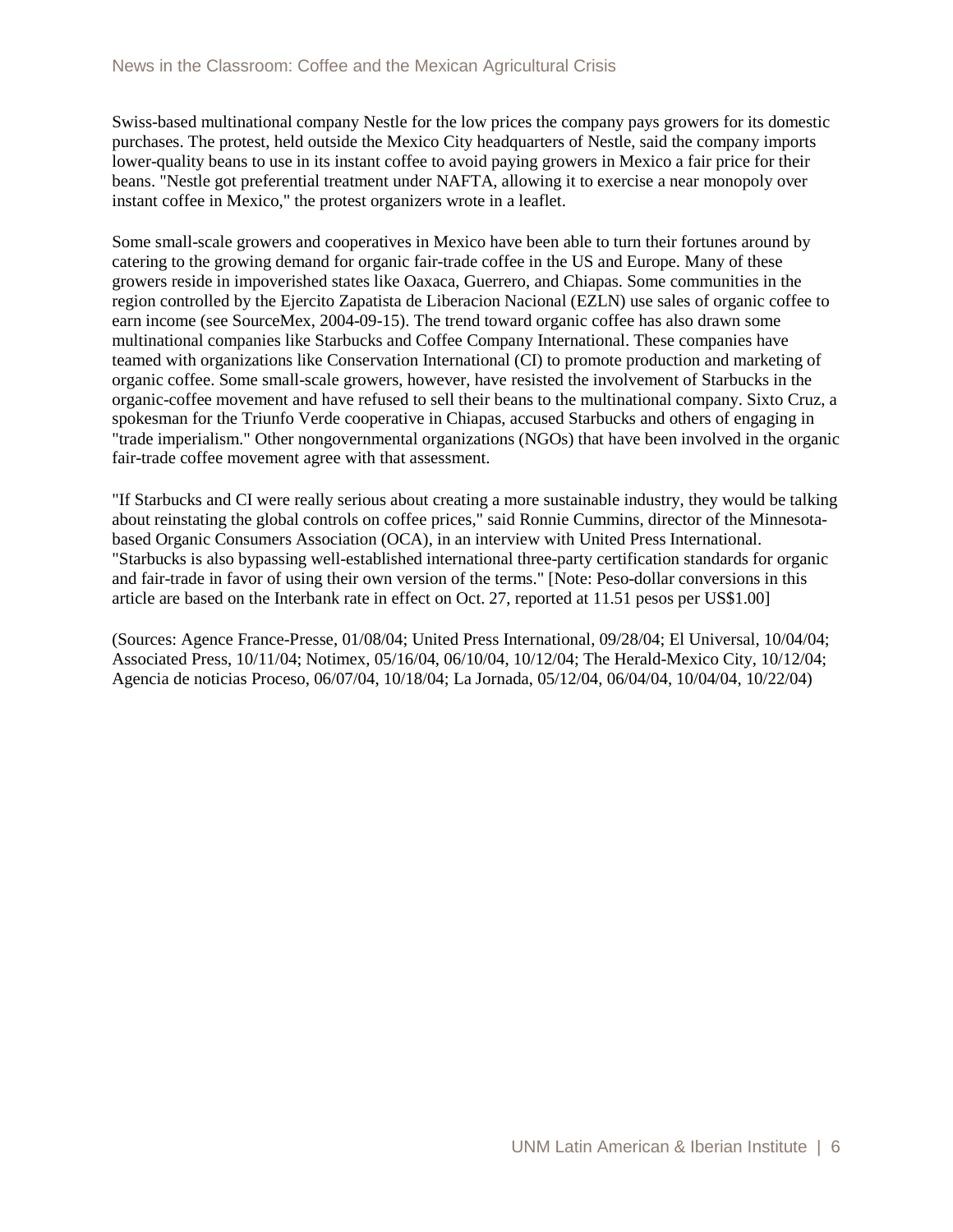Swiss-based multinational company Nestle for the low prices the company pays growers for its domestic purchases. The protest, held outside the Mexico City headquarters of Nestle, said the company imports lower-quality beans to use in its instant coffee to avoid paying growers in Mexico a fair price for their beans. "Nestle got preferential treatment under NAFTA, allowing it to exercise a near monopoly over instant coffee in Mexico," the protest organizers wrote in a leaflet.

Some small-scale growers and cooperatives in Mexico have been able to turn their fortunes around by catering to the growing demand for organic fair-trade coffee in the US and Europe. Many of these growers reside in impoverished states like Oaxaca, Guerrero, and Chiapas. Some communities in the region controlled by the Ejercito Zapatista de Liberacion Nacional (EZLN) use sales of organic coffee to earn income (see SourceMex, 2004-09-15). The trend toward organic coffee has also drawn some multinational companies like Starbucks and Coffee Company International. These companies have teamed with organizations like Conservation International (CI) to promote production and marketing of organic coffee. Some small-scale growers, however, have resisted the involvement of Starbucks in the organic-coffee movement and have refused to sell their beans to the multinational company. Sixto Cruz, a spokesman for the Triunfo Verde cooperative in Chiapas, accused Starbucks and others of engaging in "trade imperialism." Other nongovernmental organizations (NGOs) that have been involved in the organic fair-trade coffee movement agree with that assessment.

"If Starbucks and CI were really serious about creating a more sustainable industry, they would be talking about reinstating the global controls on coffee prices," said Ronnie Cummins, director of the Minnesota-based Organic Consumers Association (OCA), in an interview with United Press International. "Starbucks is also bypassing well-established international three-party certification standards for organic and fair-trade in favor of using their own version of the terms." [Note: Peso-dollar conversions in this article are based on the Interbank rate in effect on Oct. 27, reported at 11.51 pesos per US$1.00]

(Sources: Agence France-Presse, 01/08/04; United Press International, 09/28/04; El Universal, 10/04/04; Associated Press, 10/11/04; Notimex, 05/16/04, 06/10/04, 10/12/04; The Herald-Mexico City, 10/12/04; Agencia de noticias Proceso, 06/07/04, 10/18/04; La Jornada, 05/12/04, 06/04/04, 10/04/04, 10/22/04)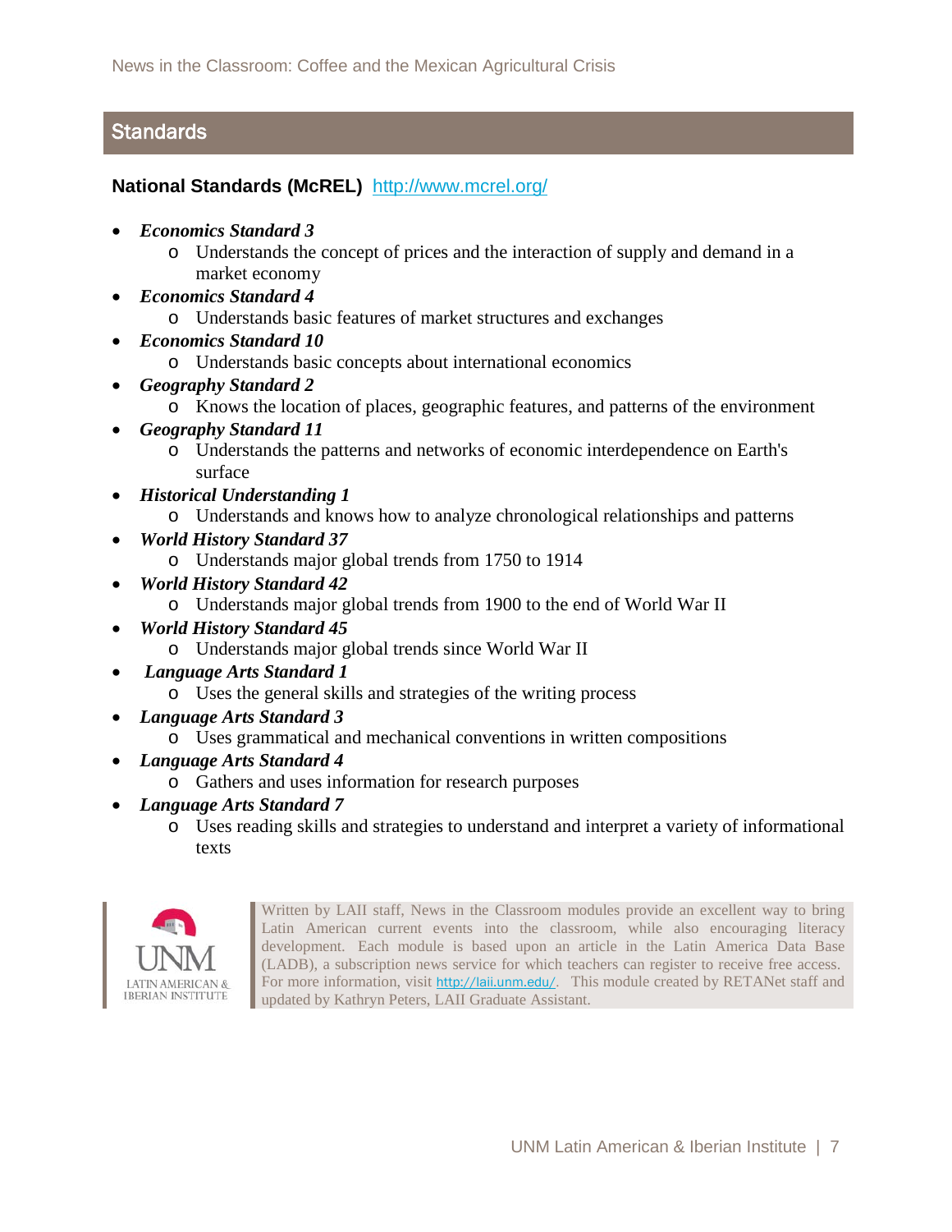## Standards

**National Standards (McREL)** http://www.mcrel.org/

- ***Economics Standard 3***
  - Understands the concept of prices and the interaction of supply and demand in a market economy
- ***Economics Standard 4***
  - Understands basic features of market structures and exchanges
- ***Economics Standard 10***
  - Understands basic concepts about international economics
- ***Geography Standard 2***
  - Knows the location of places, geographic features, and patterns of the environment
- ***Geography Standard 11***
  - Understands the patterns and networks of economic interdependence on Earth's surface
- ***Historical Understanding 1***
  - Understands and knows how to analyze chronological relationships and patterns
- ***World History Standard 37***
  - Understands major global trends from 1750 to 1914
- ***World History Standard 42***
  - Understands major global trends from 1900 to the end of World War II
- ***World History Standard 45***
  - Understands major global trends since World War II
- ***Language Arts Standard 1***
  - Uses the general skills and strategies of the writing process
- ***Language Arts Standard 3***
  - Uses grammatical and mechanical conventions in written compositions
- ***Language Arts Standard 4***
  - Gathers and uses information for research purposes
- ***Language Arts Standard 7***
  - Uses reading skills and strategies to understand and interpret a variety of informational texts

UNM LATIN AMERICAN & IBERIAN INSTITUTE

Written by LAII staff, News in the Classroom modules provide an excellent way to bring Latin American current events into the classroom, while also encouraging literacy development. Each module is based upon an article in the Latin America Data Base (LADB), a subscription news service for which teachers can register to receive free access. For more information, visit http://laii.unm.edu/. This module created by RETANet staff and updated by Kathryn Peters, LAII Graduate Assistant.